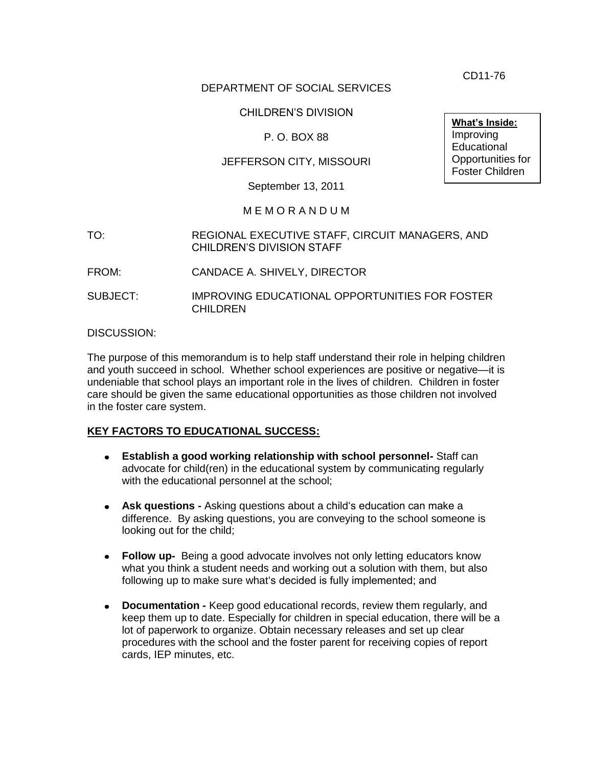CD11-76

DEPARTMENT OF SOCIAL SERVICES

CHILDREN'S DIVISION

P. O. BOX 88

JEFFERSON CITY, MISSOURI

September 13, 2011

**What's Inside:**
Improving Educational Opportunities for Foster Children

M E M O R A N D U M

TO: REGIONAL EXECUTIVE STAFF, CIRCUIT MANAGERS, AND CHILDREN'S DIVISION STAFF

FROM: CANDACE A. SHIVELY, DIRECTOR

SUBJECT: IMPROVING EDUCATIONAL OPPORTUNITIES FOR FOSTER CHILDREN

DISCUSSION:

The purpose of this memorandum is to help staff understand their role in helping children and youth succeed in school. Whether school experiences are positive or negative—it is undeniable that school plays an important role in the lives of children. Children in foster care should be given the same educational opportunities as those children not involved in the foster care system.

**KEY FACTORS TO EDUCATIONAL SUCCESS:**

- **Establish a good working relationship with school personnel-** Staff can advocate for child(ren) in the educational system by communicating regularly with the educational personnel at the school;
- **Ask questions -** Asking questions about a child's education can make a difference. By asking questions, you are conveying to the school someone is looking out for the child;
- **Follow up-** Being a good advocate involves not only letting educators know what you think a student needs and working out a solution with them, but also following up to make sure what's decided is fully implemented; and
- **Documentation -** Keep good educational records, review them regularly, and keep them up to date. Especially for children in special education, there will be a lot of paperwork to organize. Obtain necessary releases and set up clear procedures with the school and the foster parent for receiving copies of report cards, IEP minutes, etc.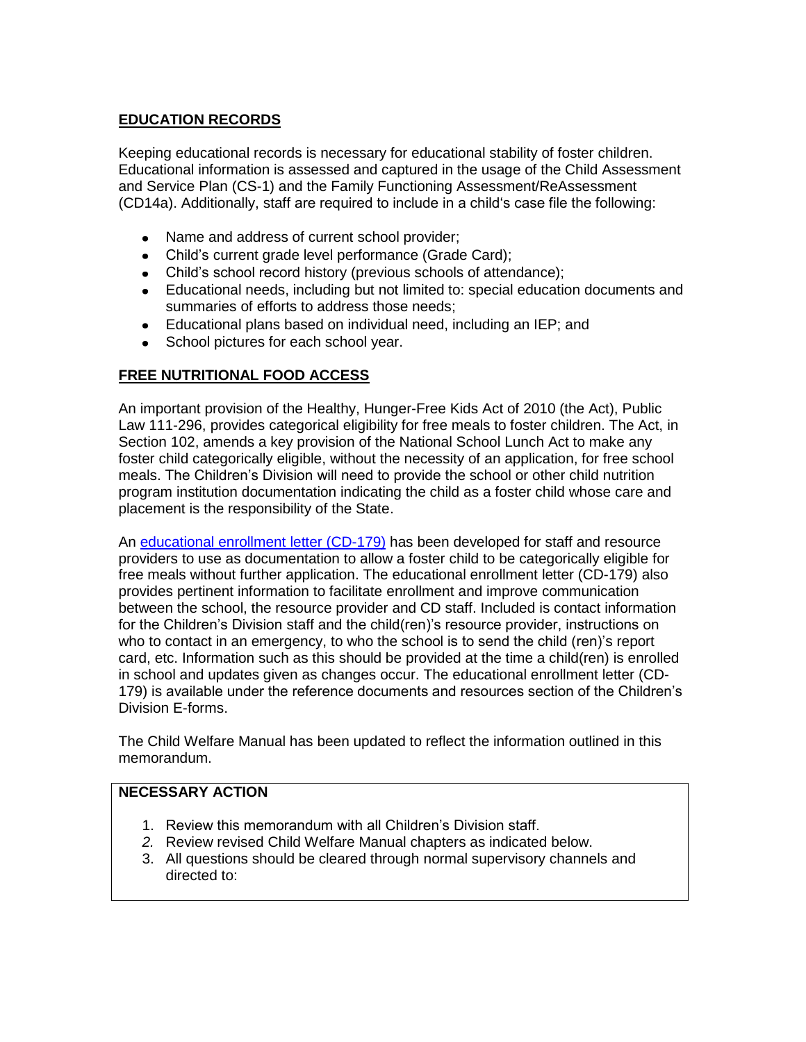## EDUCATION RECORDS

Keeping educational records is necessary for educational stability of foster children. Educational information is assessed and captured in the usage of the Child Assessment and Service Plan (CS-1) and the Family Functioning Assessment/ReAssessment (CD14a). Additionally, staff are required to include in a child's case file the following:

- Name and address of current school provider;
- Child's current grade level performance (Grade Card);
- Child's school record history (previous schools of attendance);
- Educational needs, including but not limited to: special education documents and summaries of efforts to address those needs;
- Educational plans based on individual need, including an IEP; and
- School pictures for each school year.

## FREE NUTRITIONAL FOOD ACCESS

An important provision of the Healthy, Hunger-Free Kids Act of 2010 (the Act), Public Law 111-296, provides categorical eligibility for free meals to foster children. The Act, in Section 102, amends a key provision of the National School Lunch Act to make any foster child categorically eligible, without the necessity of an application, for free school meals. The Children's Division will need to provide the school or other child nutrition program institution documentation indicating the child as a foster child whose care and placement is the responsibility of the State.

An [educational enrollment letter (CD-179)]() has been developed for staff and resource providers to use as documentation to allow a foster child to be categorically eligible for free meals without further application. The educational enrollment letter (CD-179) also provides pertinent information to facilitate enrollment and improve communication between the school, the resource provider and CD staff. Included is contact information for the Children's Division staff and the child(ren)'s resource provider, instructions on who to contact in an emergency, to who the school is to send the child (ren)'s report card, etc. Information such as this should be provided at the time a child(ren) is enrolled in school and updates given as changes occur. The educational enrollment letter (CD-179) is available under the reference documents and resources section of the Children's Division E-forms.

The Child Welfare Manual has been updated to reflect the information outlined in this memorandum.

**NECESSARY ACTION**

1. Review this memorandum with all Children's Division staff.
2. Review revised Child Welfare Manual chapters as indicated below.
3. All questions should be cleared through normal supervisory channels and directed to: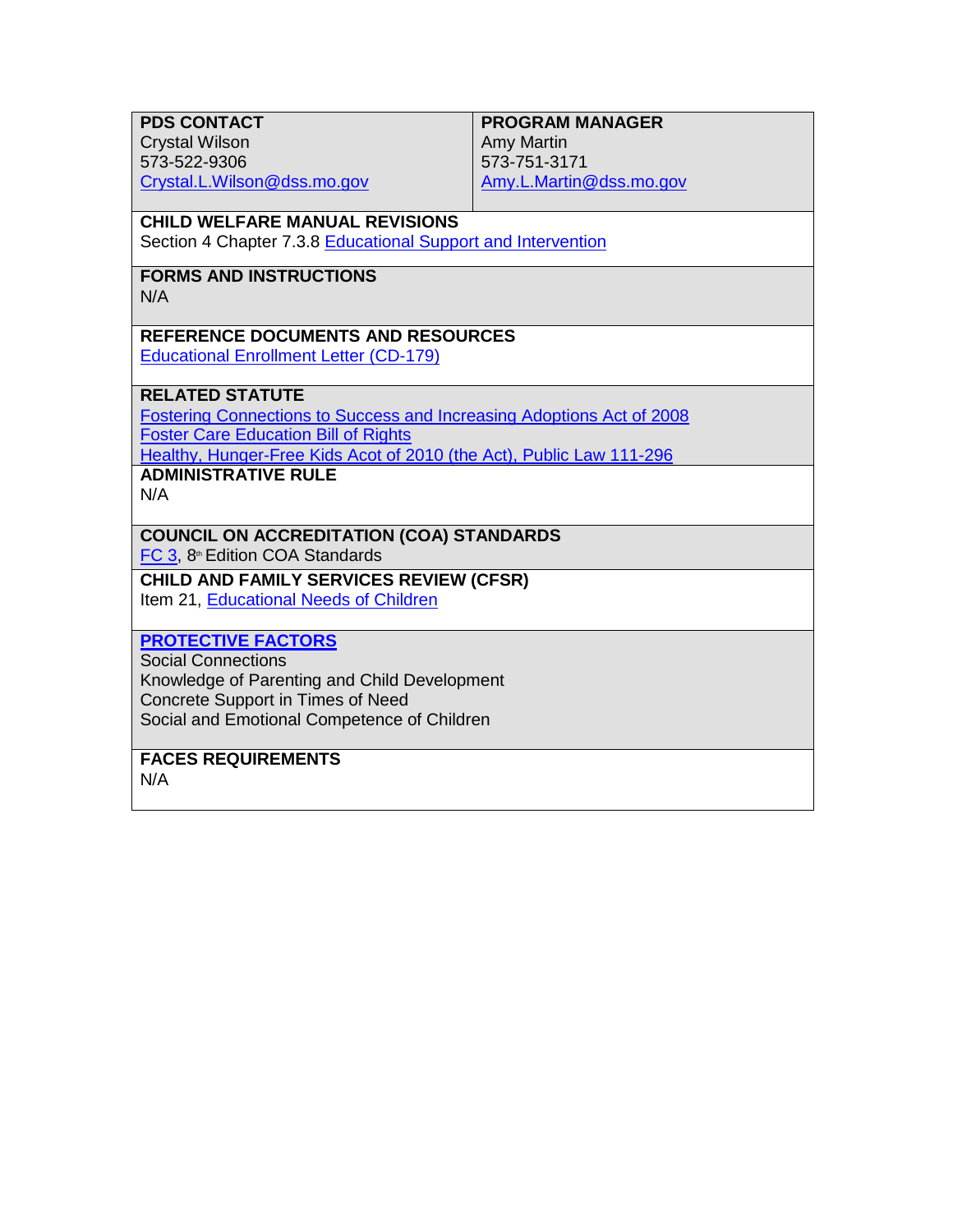| PDS CONTACT | PROGRAM MANAGER |
|---|---|
| Crystal Wilson<br>573-522-9306<br>Crystal.L.Wilson@dss.mo.gov | Amy Martin<br>573-751-3171<br>Amy.L.Martin@dss.mo.gov |

**CHILD WELFARE MANUAL REVISIONS**
Section 4 Chapter 7.3.8 Educational Support and Intervention

**FORMS AND INSTRUCTIONS**
N/A

**REFERENCE DOCUMENTS AND RESOURCES**
Educational Enrollment Letter (CD-179)

**RELATED STATUTE**
Fostering Connections to Success and Increasing Adoptions Act of 2008
Foster Care Education Bill of Rights
Healthy, Hunger-Free Kids Acot of 2010 (the Act), Public Law 111-296

**ADMINISTRATIVE RULE**
N/A

**COUNCIL ON ACCREDITATION (COA) STANDARDS**
FC 3, 8th Edition COA Standards

**CHILD AND FAMILY SERVICES REVIEW (CFSR)**
Item 21, Educational Needs of Children

**PROTECTIVE FACTORS**
Social Connections
Knowledge of Parenting and Child Development
Concrete Support in Times of Need
Social and Emotional Competence of Children

**FACES REQUIREMENTS**
N/A